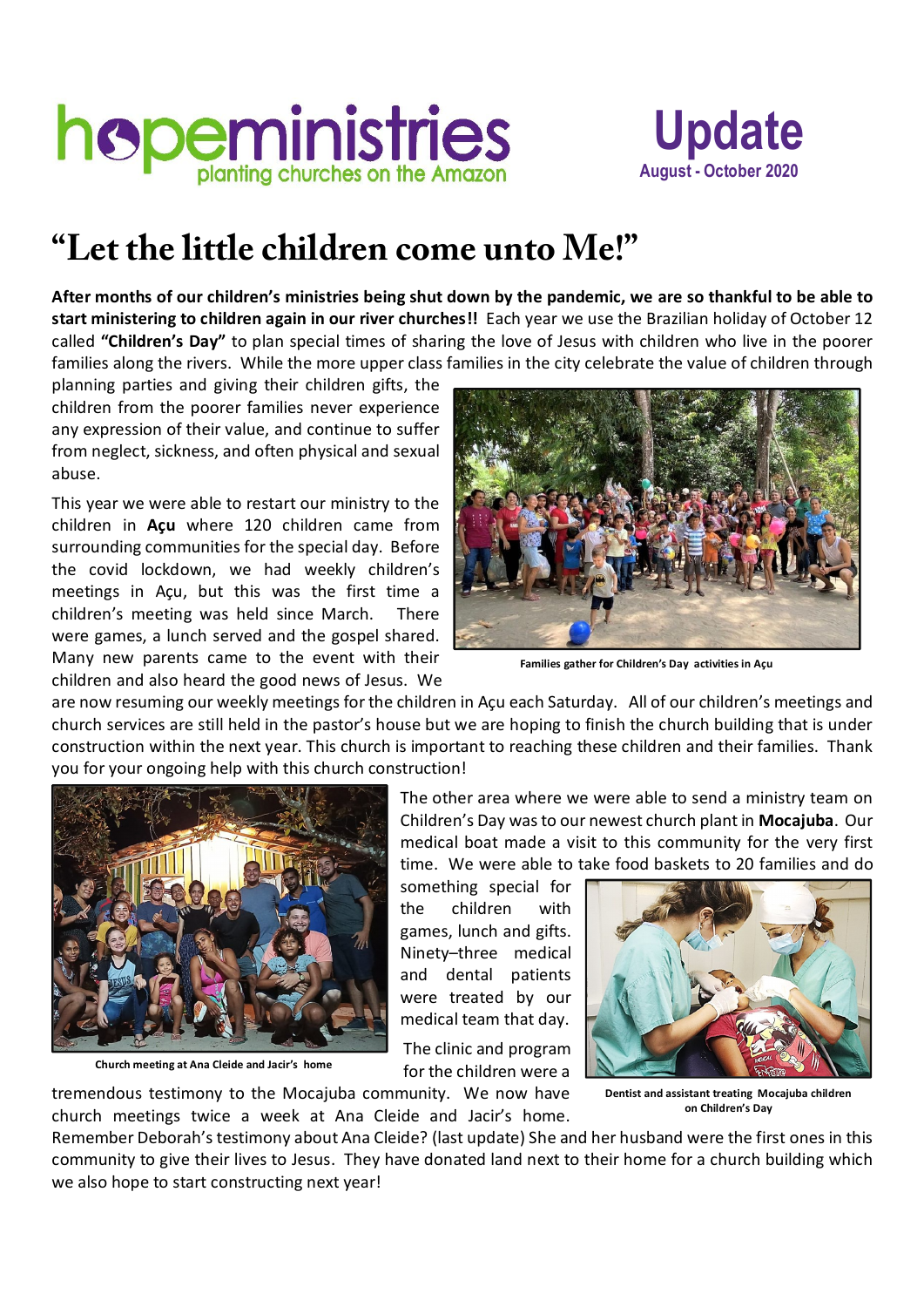# hopeministries

planting churches on the Amazon

**Update**
**August - October 2020**

# "Let the little children come unto Me!"

**After months of our children's ministries being shut down by the pandemic, we are so thankful to be able to start ministering to children again in our river churches!!** Each year we use the Brazilian holiday of October 12 called **"Children's Day"** to plan special times of sharing the love of Jesus with children who live in the poorer families along the rivers. While the more upper class families in the city celebrate the value of children through planning parties and giving their children gifts, the children from the poorer families never experience any expression of their value, and continue to suffer from neglect, sickness, and often physical and sexual abuse.

This year we were able to restart our ministry to the children in **Açu** where 120 children came from surrounding communities for the special day. Before the covid lockdown, we had weekly children's meetings in Açu, but this was the first time a children's meeting was held since March. There were games, a lunch served and the gospel shared. Many new parents came to the event with their children and also heard the good news of Jesus. We are now resuming our weekly meetings for the children in Açu each Saturday. All of our children's meetings and church services are still held in the pastor's house but we are hoping to finish the church building that is under construction within the next year. This church is important to reaching these children and their families. Thank you for your ongoing help with this church construction!

Families gather for Children's Day activities in Açu

The other area where we were able to send a ministry team on Children's Day was to our newest church plant in **Mocajuba**. Our medical boat made a visit to this community for the very first time. We were able to take food baskets to 20 families and do something special for the children with games, lunch and gifts. Ninety–three medical and dental patients were treated by our medical team that day.

Church meeting at Ana Cleide and Jacir's home

The clinic and program for the children were a tremendous testimony to the Mocajuba community. We now have church meetings twice a week at Ana Cleide and Jacir's home. Remember Deborah's testimony about Ana Cleide? (last update) She and her husband were the first ones in this community to give their lives to Jesus. They have donated land next to their home for a church building which we also hope to start constructing next year!

Dentist and assistant treating Mocajuba children on Children's Day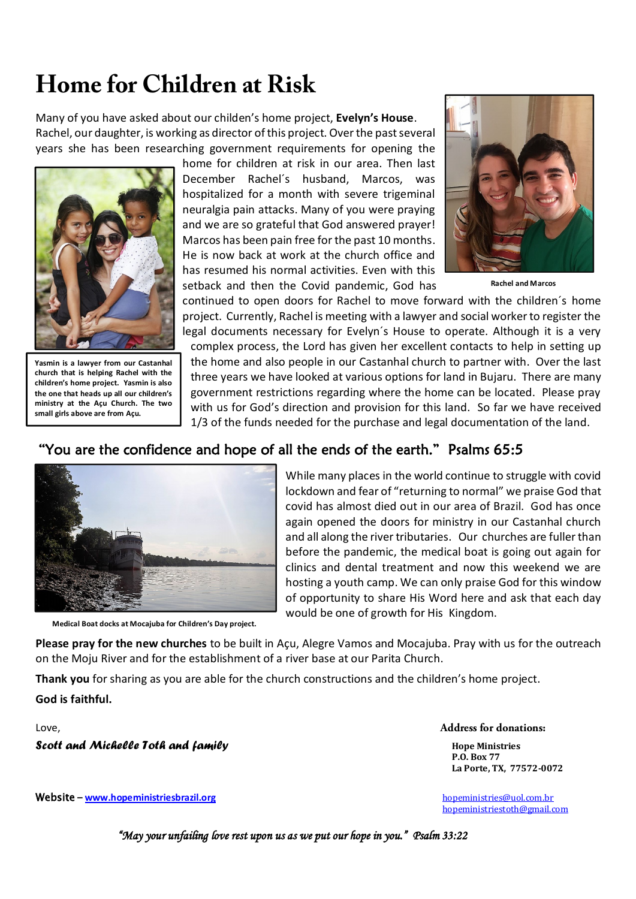# Home for Children at Risk

Many of you have asked about our children's home project, **Evelyn's House**. Rachel, our daughter, is working as director of this project. Over the past several years she has been researching government requirements for opening the home for children at risk in our area. Then last December Rachel´s husband, Marcos, was hospitalized for a month with severe trigeminal neuralgia pain attacks. Many of you were praying and we are so grateful that God answered prayer! Marcos has been pain free for the past 10 months. He is now back at work at the church office and has resumed his normal activities. Even with this setback and then the Covid pandemic, God has continued to open doors for Rachel to move forward with the children´s home project. Currently, Rachel is meeting with a lawyer and social worker to register the legal documents necessary for Evelyn´s House to operate. Although it is a very complex process, the Lord has given her excellent contacts to help in setting up the home and also people in our Castanhal church to partner with. Over the last three years we have looked at various options for land in Bujaru. There are many government restrictions regarding where the home can be located. Please pray with us for God's direction and provision for this land. So far we have received 1/3 of the funds needed for the purchase and legal documentation of the land.

Rachel and Marcos

Yasmin is a lawyer from our Castanhal church that is helping Rachel with the children's home project. Yasmin is also the one that heads up all our children's ministry at the Açu Church. The two small girls above are from Açu.

## "You are the confidence and hope of all the ends of the earth." Psalms 65:5

While many places in the world continue to struggle with covid lockdown and fear of "returning to normal" we praise God that covid has almost died out in our area of Brazil. God has once again opened the doors for ministry in our Castanhal church and all along the river tributaries. Our churches are fuller than before the pandemic, the medical boat is going out again for clinics and dental treatment and now this weekend we are hosting a youth camp. We can only praise God for this window of opportunity to share His Word here and ask that each day would be one of growth for His Kingdom.

Medical Boat docks at Mocajuba for Children's Day project.

**Please pray for the new churches** to be built in Açu, Alegre Vamos and Mocajuba. Pray with us for the outreach on the Moju River and for the establishment of a river base at our Parita Church.

**Thank you** for sharing as you are able for the church constructions and the children's home project.

**God is faithful.**

Love,

***Scott and Michelle Toth and family***

**Address for donations:**

**Hope Ministries**
**P.O. Box 77**
**La Porte, TX, 77572-0072**

Website – www.hopeministriesbrazil.org

hopeministries@uol.com.br
hopeministriestoth@gmail.com

*"May your unfailing love rest upon us as we put our hope in you." Psalm 33:22*